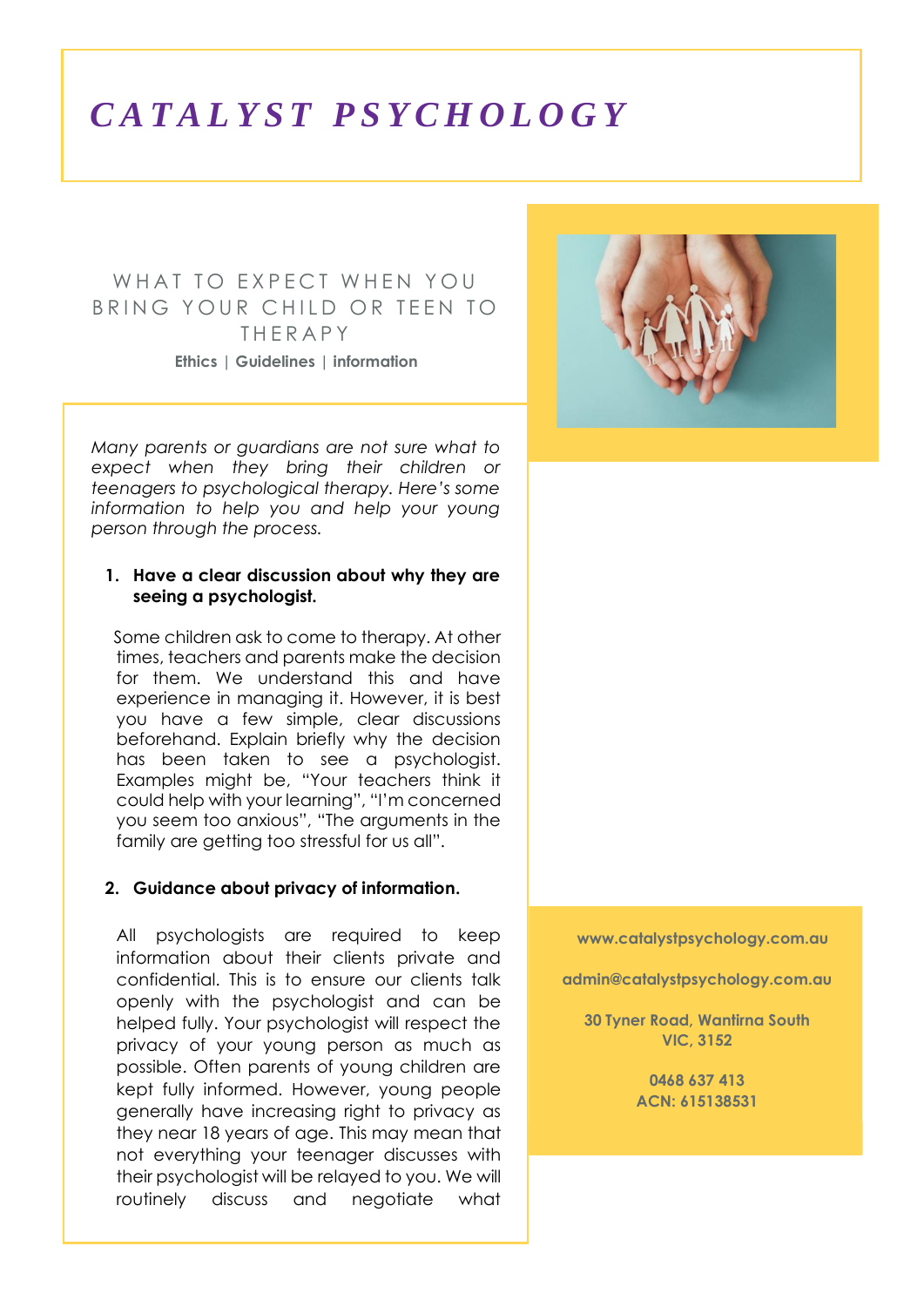# *CATALYST PSYCHOLOGY*

## WHAT TO EXPECT WHEN YOU BRING YOUR CHILD OR TEEN TO THERAPY

**Ethics | Guidelines | information**

*Many parents or guardians are not sure what to expect when they bring their children or teenagers to psychological therapy. Here's some information to help you and help your young person through the process.*

1. **Have a clear discussion about why they are seeing a psychologist.**

Some children ask to come to therapy. At other times, teachers and parents make the decision for them. We understand this and have experience in managing it. However, it is best you have a few simple, clear discussions beforehand. Explain briefly why the decision has been taken to see a psychologist. Examples might be, "Your teachers think it could help with your learning", "I'm concerned you seem too anxious", "The arguments in the family are getting too stressful for us all".

2. **Guidance about privacy of information.**

All psychologists are required to keep information about their clients private and confidential. This is to ensure our clients talk openly with the psychologist and can be helped fully. Your psychologist will respect the privacy of your young person as much as possible. Often parents of young children are kept fully informed. However, young people generally have increasing right to privacy as they near 18 years of age. This may mean that not everything your teenager discusses with their psychologist will be relayed to you. We will routinely discuss and negotiate what

**www.catalystpsychology.com.au**

**admin@catalystpsychology.com.au**

**30 Tyner Road, Wantirna South VIC, 3152**

**0468 637 413**
**ACN: 615138531**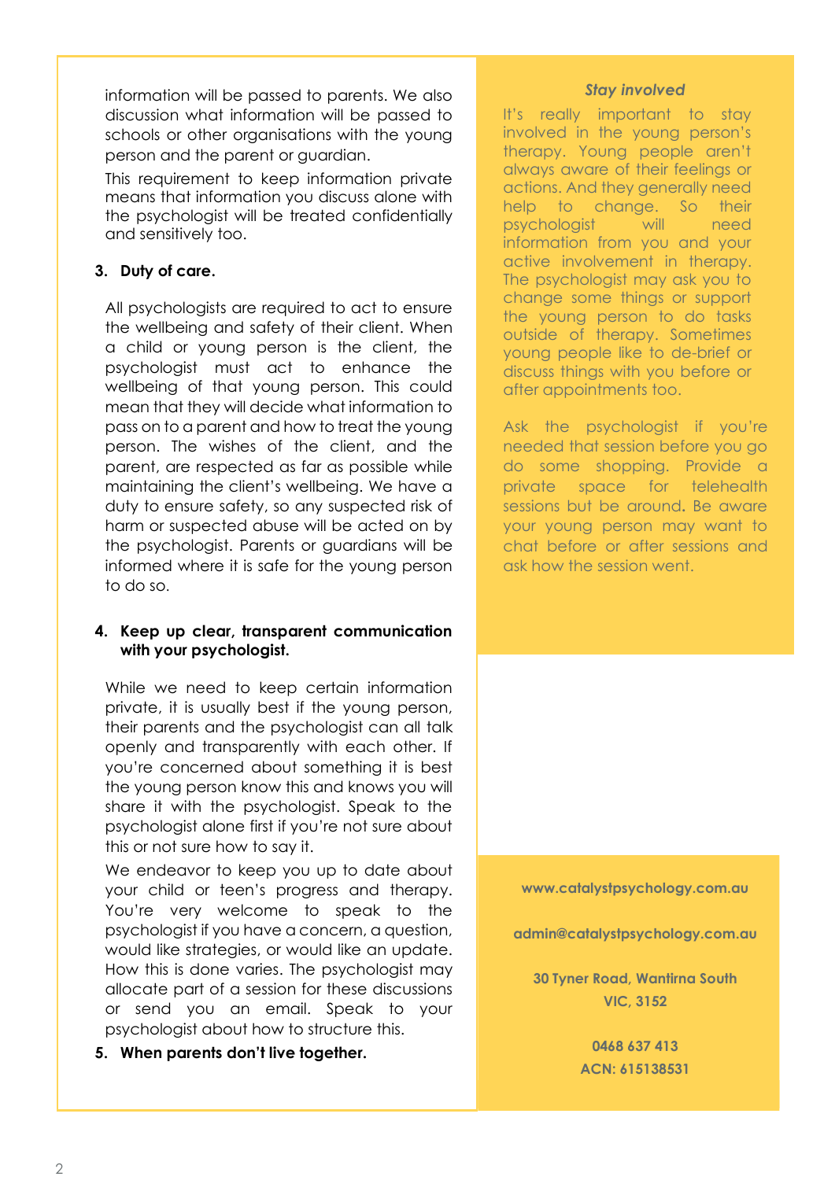information will be passed to parents. We also discussion what information will be passed to schools or other organisations with the young person and the parent or guardian.

This requirement to keep information private means that information you discuss alone with the psychologist will be treated confidentially and sensitively too.

3. **Duty of care.**

All psychologists are required to act to ensure the wellbeing and safety of their client. When a child or young person is the client, the psychologist must act to enhance the wellbeing of that young person. This could mean that they will decide what information to pass on to a parent and how to treat the young person. The wishes of the client, and the parent, are respected as far as possible while maintaining the client's wellbeing. We have a duty to ensure safety, so any suspected risk of harm or suspected abuse will be acted on by the psychologist. Parents or guardians will be informed where it is safe for the young person to do so.

4. **Keep up clear, transparent communication with your psychologist.**

While we need to keep certain information private, it is usually best if the young person, their parents and the psychologist can all talk openly and transparently with each other. If you're concerned about something it is best the young person know this and knows you will share it with the psychologist. Speak to the psychologist alone first if you're not sure about this or not sure how to say it.

We endeavor to keep you up to date about your child or teen's progress and therapy. You're very welcome to speak to the psychologist if you have a concern, a question, would like strategies, or would like an update. How this is done varies. The psychologist may allocate part of a session for these discussions or send you an email. Speak to your psychologist about how to structure this.

5. **When parents don't live together.**

***Stay involved***

It's really important to stay involved in the young person's therapy. Young people aren't always aware of their feelings or actions. And they generally need help to change. So their psychologist will need information from you and your active involvement in therapy. The psychologist may ask you to change some things or support the young person to do tasks outside of therapy. Sometimes young people like to de-brief or discuss things with you before or after appointments too.

Ask the psychologist if you're needed that session before you go do some shopping. Provide a private space for telehealth sessions but be around. Be aware your young person may want to chat before or after sessions and ask how the session went.

**www.catalystpsychology.com.au**

**admin@catalystpsychology.com.au**

**30 Tyner Road, Wantirna South VIC, 3152**

**0468 637 413**
**ACN: 615138531**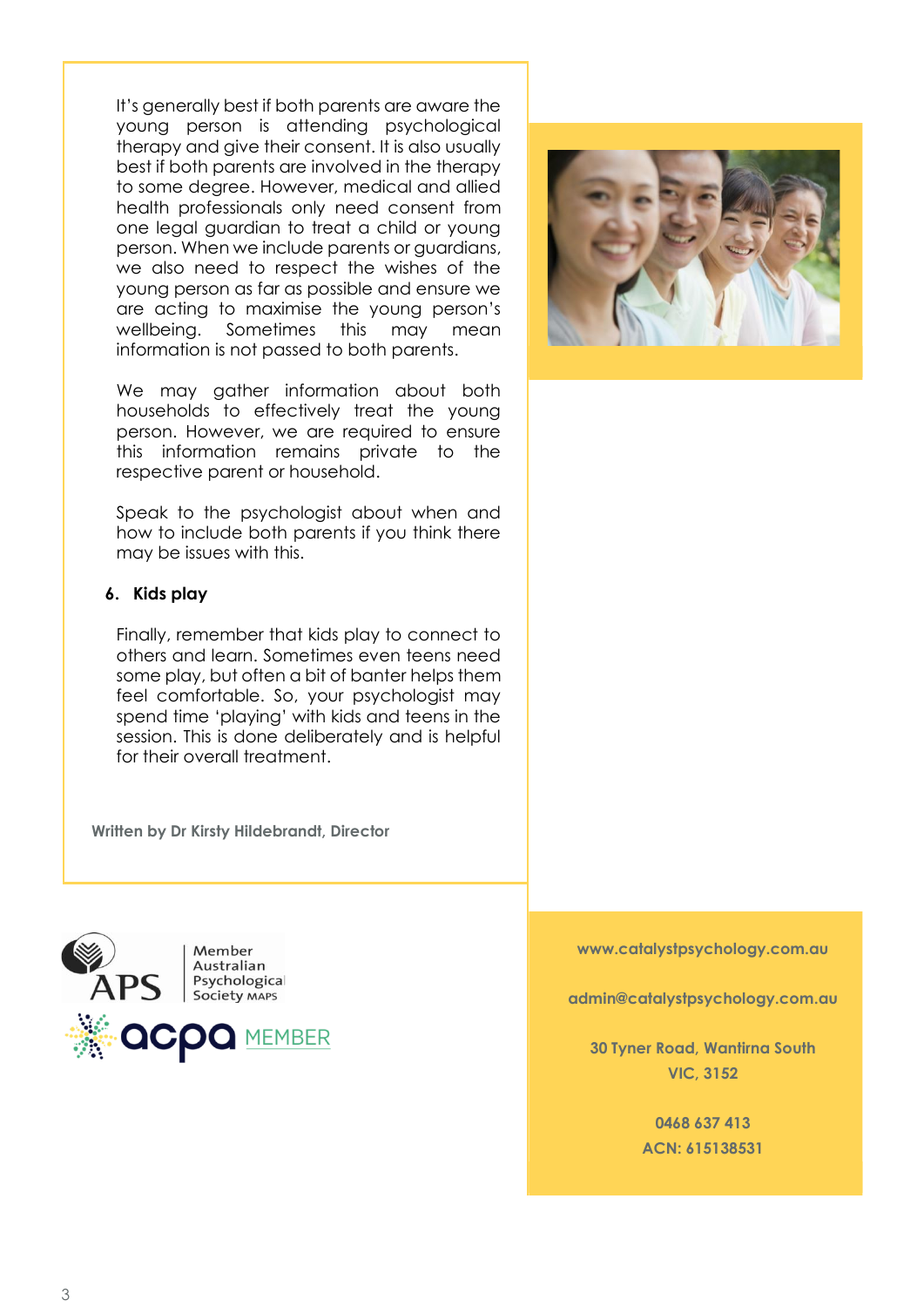It's generally best if both parents are aware the young person is attending psychological therapy and give their consent. It is also usually best if both parents are involved in the therapy to some degree. However, medical and allied health professionals only need consent from one legal guardian to treat a child or young person. When we include parents or guardians, we also need to respect the wishes of the young person as far as possible and ensure we are acting to maximise the young person's wellbeing. Sometimes this may mean information is not passed to both parents.

We may gather information about both households to effectively treat the young person. However, we are required to ensure this information remains private to the respective parent or household.

Speak to the psychologist about when and how to include both parents if you think there may be issues with this.

### 6. Kids play

Finally, remember that kids play to connect to others and learn. Sometimes even teens need some play, but often a bit of banter helps them feel comfortable. So, your psychologist may spend time 'playing' with kids and teens in the session. This is done deliberately and is helpful for their overall treatment.

**Written by Dr Kirsty Hildebrandt, Director**

APS Member Australian Psychological Society MAPS

acpa MEMBER

**www.catalystpsychology.com.au**

**admin@catalystpsychology.com.au**

**30 Tyner Road, Wantirna South VIC, 3152**

**0468 637 413**
**ACN: 615138531**